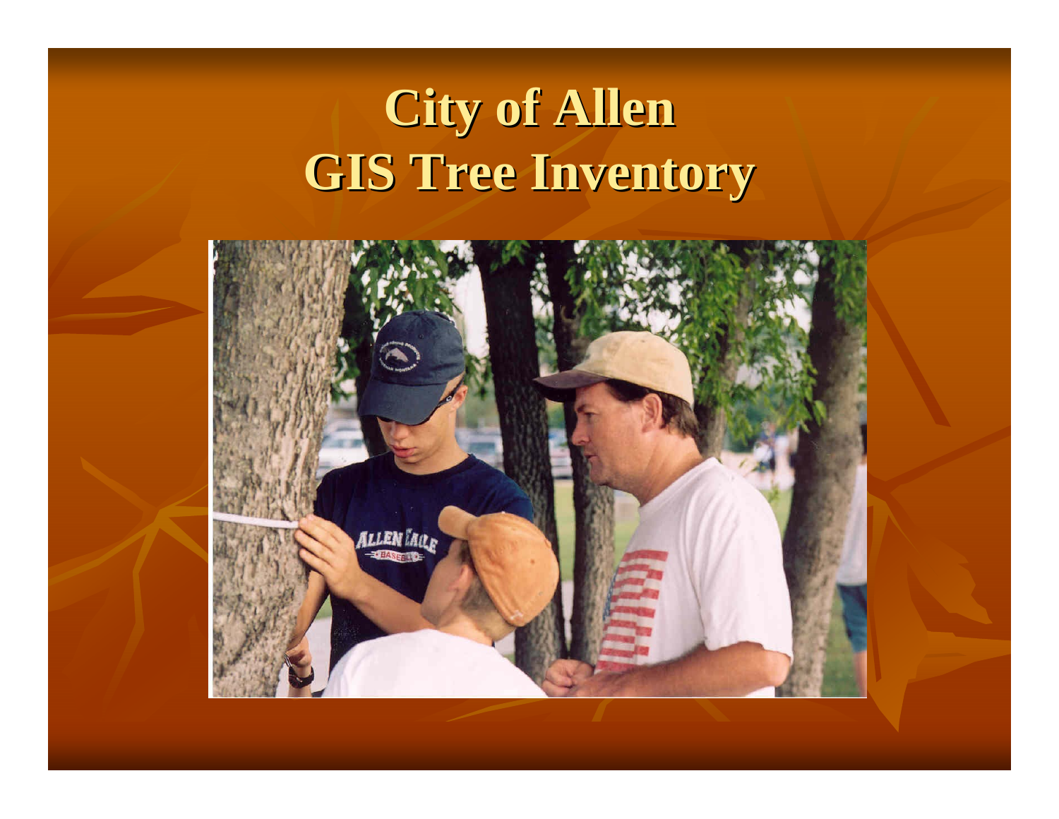# City of Allen
# GIS Tree Inventory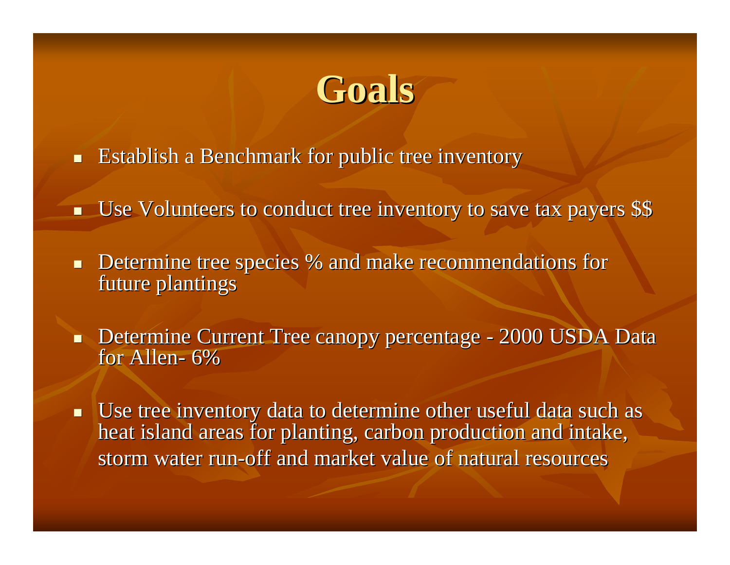# Goals

- Establish a Benchmark for public tree inventory
- Use Volunteers to conduct tree inventory to save tax payers $$
- Determine tree species % and make recommendations for future plantings
- Determine Current Tree canopy percentage - 2000 USDA Data for Allen- 6%
- Use tree inventory data to determine other useful data such as heat island areas for planting, carbon production and intake, storm water run-off and market value of natural resources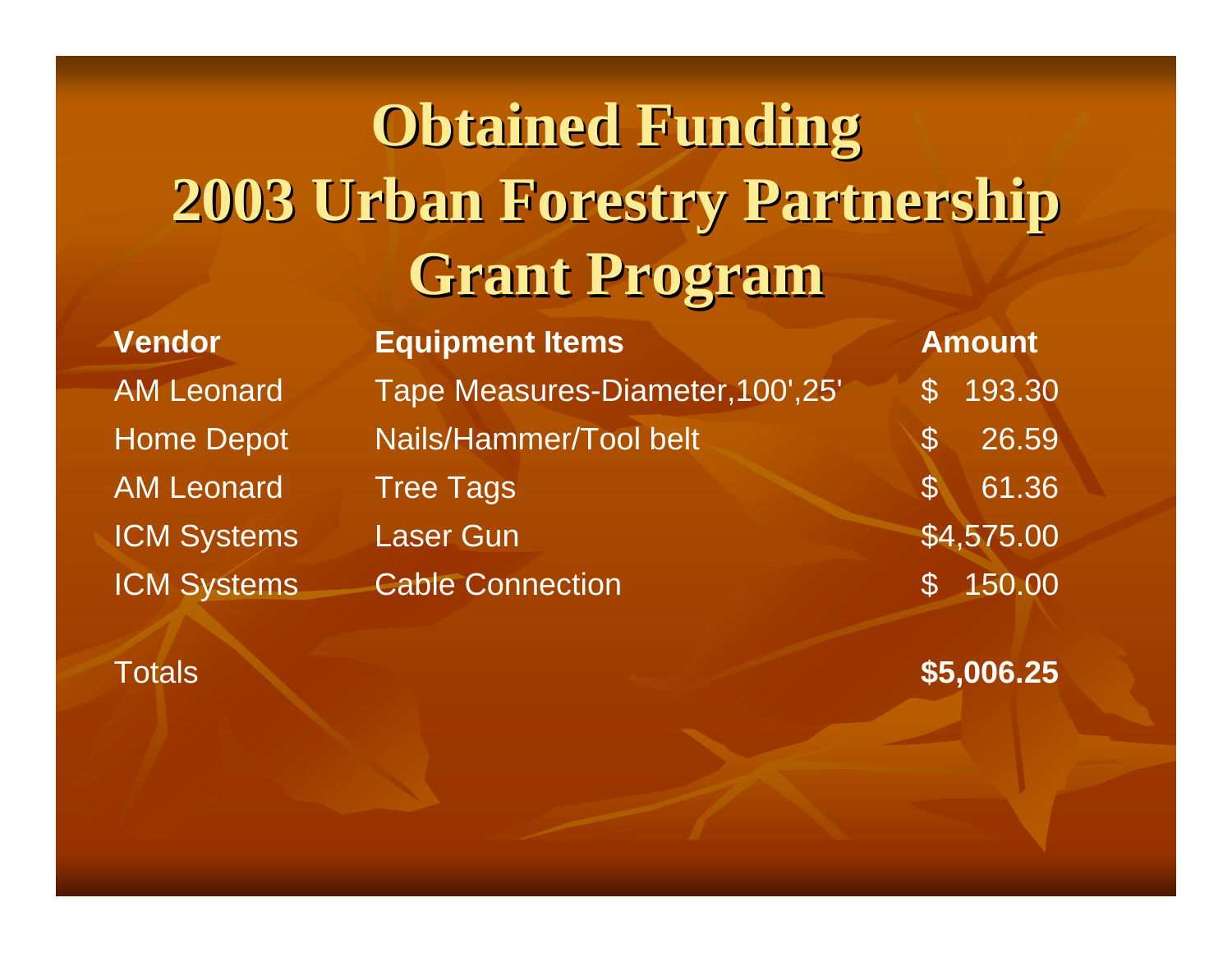# Obtained Funding 2003 Urban Forestry Partnership Grant Program

| Vendor | Equipment Items | Amount |
| --- | --- | --- |
| AM Leonard | Tape Measures-Diameter,100',25' | $ 193.30 |
| Home Depot | Nails/Hammer/Tool belt | $ 26.59 |
| AM Leonard | Tree Tags | $ 61.36 |
| ICM Systems | Laser Gun | $4,575.00 |
| ICM Systems | Cable Connection | $ 150.00 |
| Totals | | **$5,006.25** |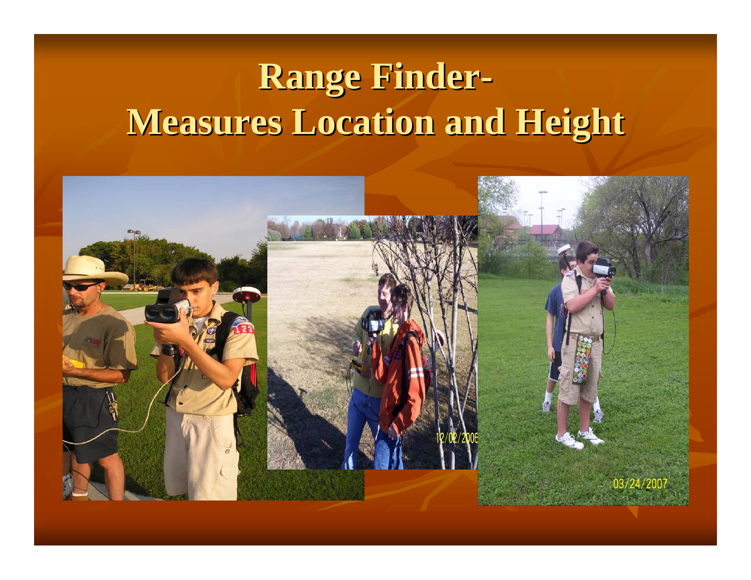# Range Finder-
# Measures Location and Height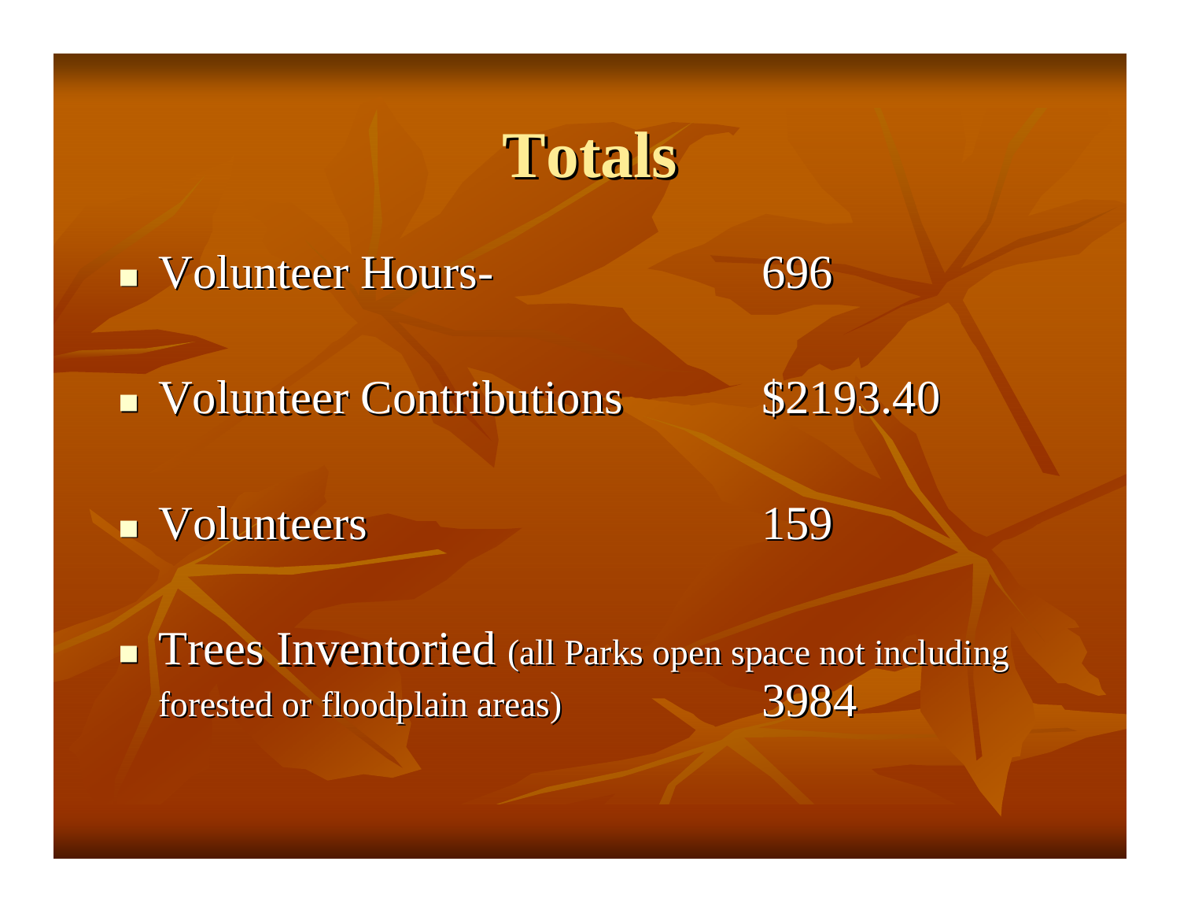# Totals

- Volunteer Hours- 696
- Volunteer Contributions $2193.40
- Volunteers 159
- Trees Inventoried (all Parks open space not including forested or floodplain areas) 3984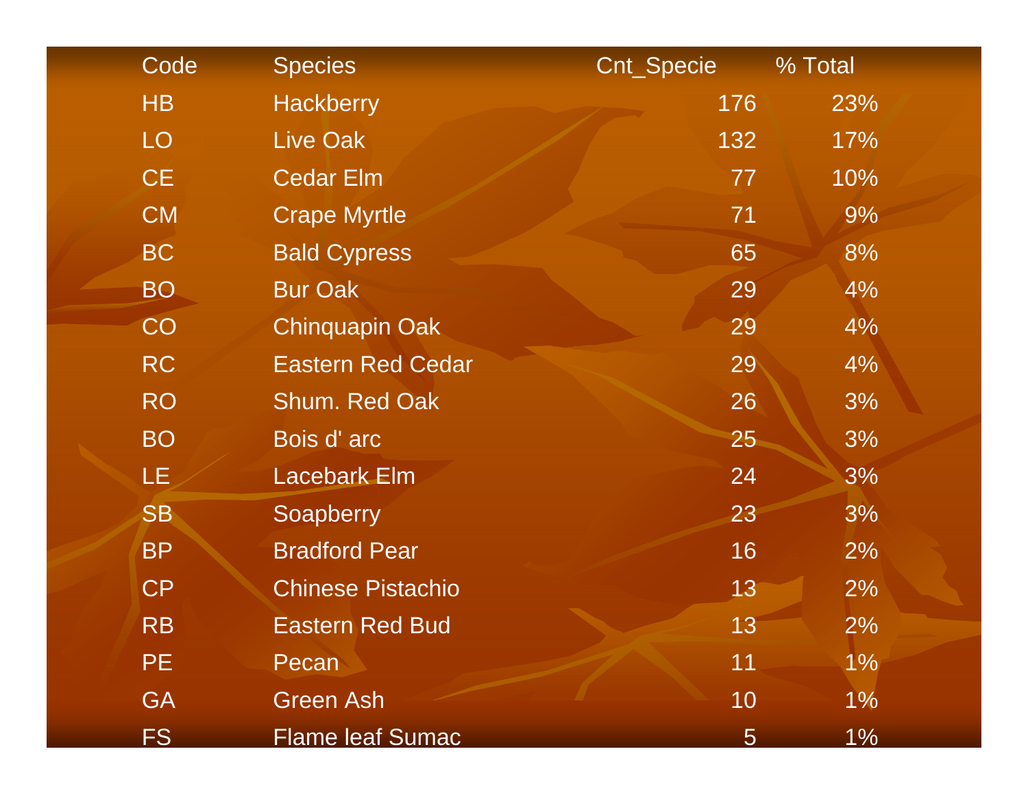| Code | Species | Cnt_Specie | % Total |
|---|---|---|---|
| HB | Hackberry | 176 | 23% |
| LO | Live Oak | 132 | 17% |
| CE | Cedar Elm | 77 | 10% |
| CM | Crape Myrtle | 71 | 9% |
| BC | Bald Cypress | 65 | 8% |
| BO | Bur Oak | 29 | 4% |
| CO | Chinquapin Oak | 29 | 4% |
| RC | Eastern Red Cedar | 29 | 4% |
| RO | Shum. Red Oak | 26 | 3% |
| BO | Bois d' arc | 25 | 3% |
| LE | Lacebark Elm | 24 | 3% |
| SB | Soapberry | 23 | 3% |
| BP | Bradford Pear | 16 | 2% |
| CP | Chinese Pistachio | 13 | 2% |
| RB | Eastern Red Bud | 13 | 2% |
| PE | Pecan | 11 | 1% |
| GA | Green Ash | 10 | 1% |
| FS | Flame leaf Sumac | 5 | 1% |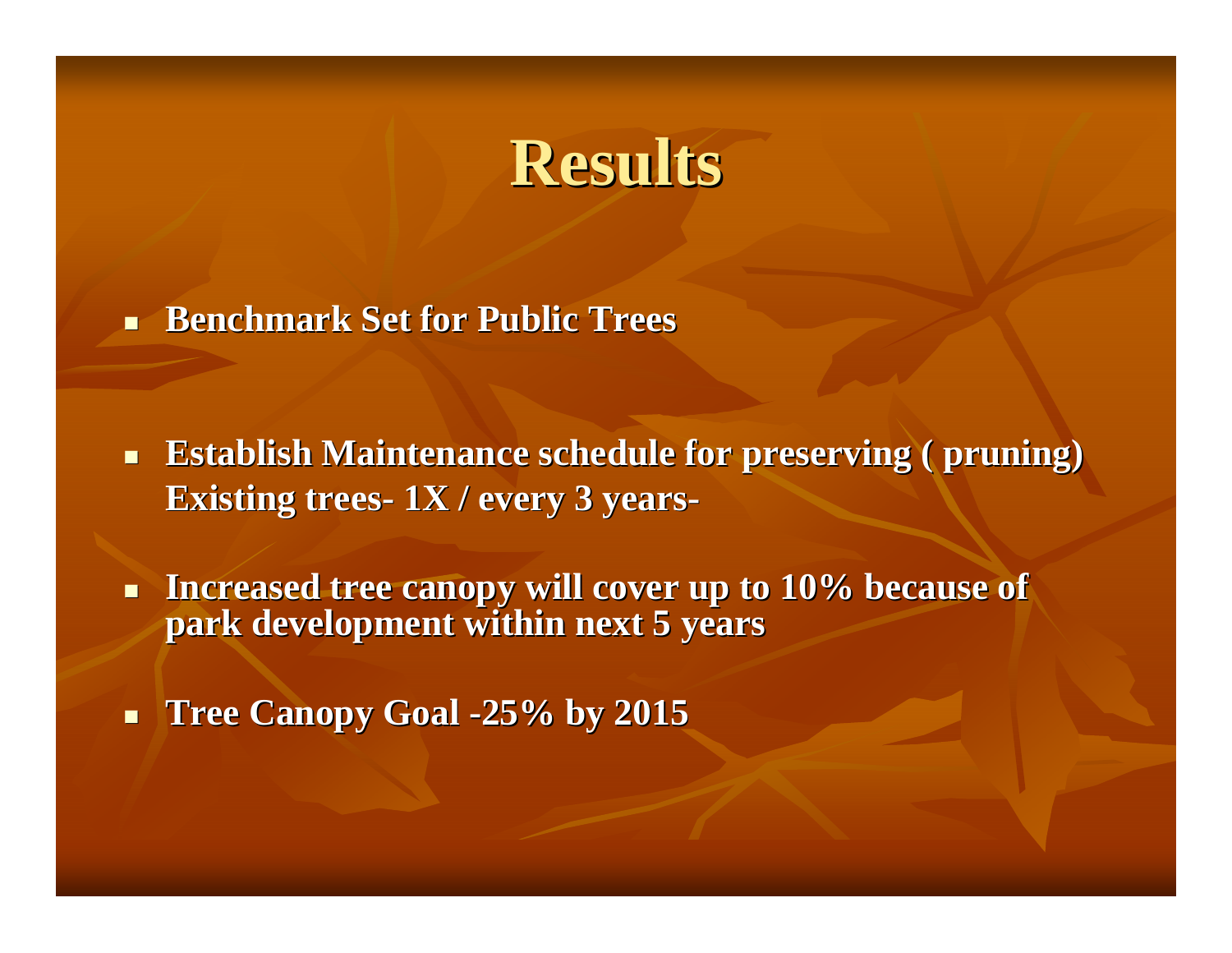# Results

- **Benchmark Set for Public Trees**
- **Establish Maintenance schedule for preserving ( pruning) Existing trees- 1X / every 3 years-**
- **Increased tree canopy will cover up to 10% because of park development within next 5 years**
- **Tree Canopy Goal -25% by 2015**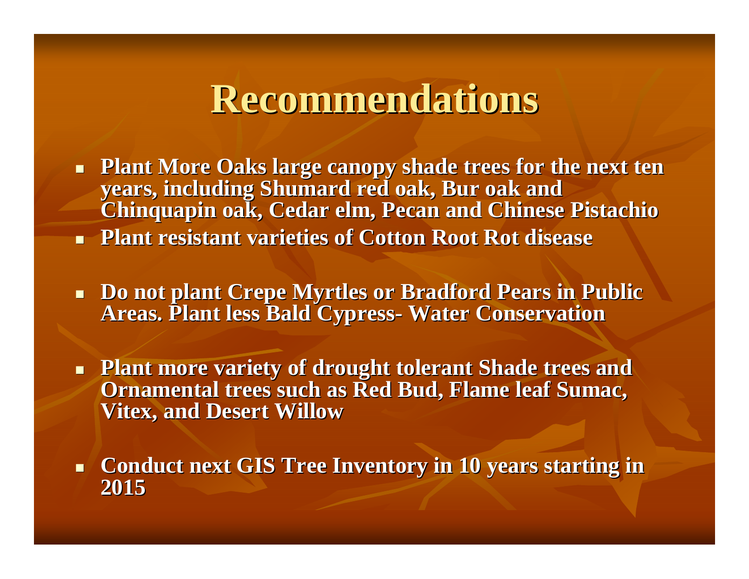# Recommendations

- **Plant More Oaks large canopy shade trees for the next ten years, including Shumard red oak, Bur oak and Chinquapin oak, Cedar elm, Pecan and Chinese Pistachio**
- **Plant resistant varieties of Cotton Root Rot disease**
- **Do not plant Crepe Myrtles or Bradford Pears in Public Areas. Plant less Bald Cypress- Water Conservation**
- **Plant more variety of drought tolerant Shade trees and Ornamental trees such as Red Bud, Flame leaf Sumac, Vitex, and Desert Willow**
- **Conduct next GIS Tree Inventory in 10 years starting in 2015**